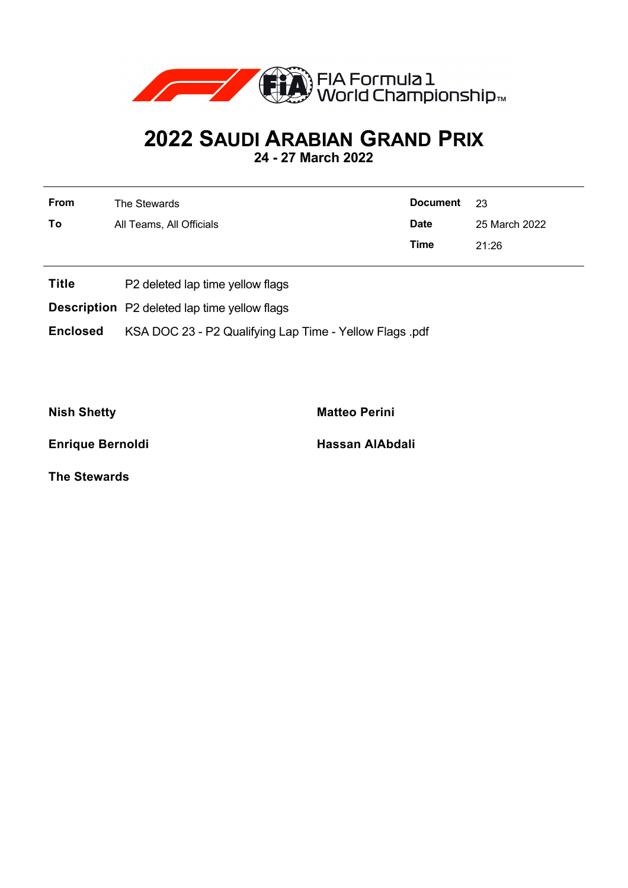# 2022 SAUDI ARABIAN GRAND PRIX

**24 - 27 March 2022**

| | | | |
|---|---|---|---|
| **From** | The Stewards | **Document** | 23 |
| **To** | All Teams, All Officials | **Date** | 25 March 2022 |
| | | **Time** | 21:26 |

**Title** P2 deleted lap time yellow flags

**Description** P2 deleted lap time yellow flags

**Enclosed** KSA DOC 23 - P2 Qualifying Lap Time - Yellow Flags .pdf

**Nish Shetty**

**Matteo Perini**

**Enrique Bernoldi**

**Hassan AlAbdali**

**The Stewards**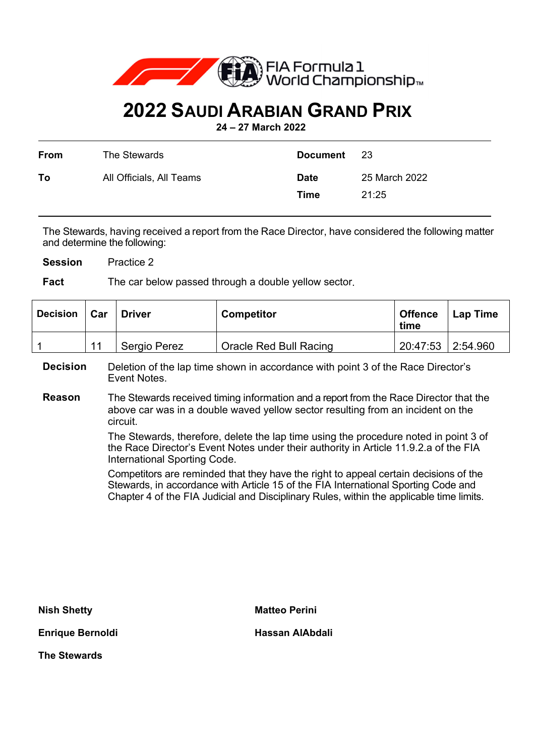FIA Formula 1 World Championship

# 2022 Saudi Arabian Grand Prix

**24 – 27 March 2022**

| | | | |
|---|---|---|---|
| **From** | The Stewards | **Document** | 23 |
| **To** | All Officials, All Teams | **Date** | 25 March 2022 |
| | | **Time** | 21:25 |

The Stewards, having received a report from the Race Director, have considered the following matter and determine the following:

**Session** Practice 2

**Fact** The car below passed through a double yellow sector.

| Decision | Car | Driver | Competitor | Offence time | Lap Time |
|---|---|---|---|---|---|
| 1 | 11 | Sergio Perez | Oracle Red Bull Racing | 20:47:53 | 2:54.960 |

**Decision** Deletion of the lap time shown in accordance with point 3 of the Race Director's Event Notes.

**Reason** The Stewards received timing information and a report from the Race Director that the above car was in a double waved yellow sector resulting from an incident on the circuit.

The Stewards, therefore, delete the lap time using the procedure noted in point 3 of the Race Director's Event Notes under their authority in Article 11.9.2.a of the FIA International Sporting Code.

Competitors are reminded that they have the right to appeal certain decisions of the Stewards, in accordance with Article 15 of the FIA International Sporting Code and Chapter 4 of the FIA Judicial and Disciplinary Rules, within the applicable time limits.

**Nish Shetty** **Matteo Perini**

**Enrique Bernoldi** **Hassan AlAbdali**

**The Stewards**